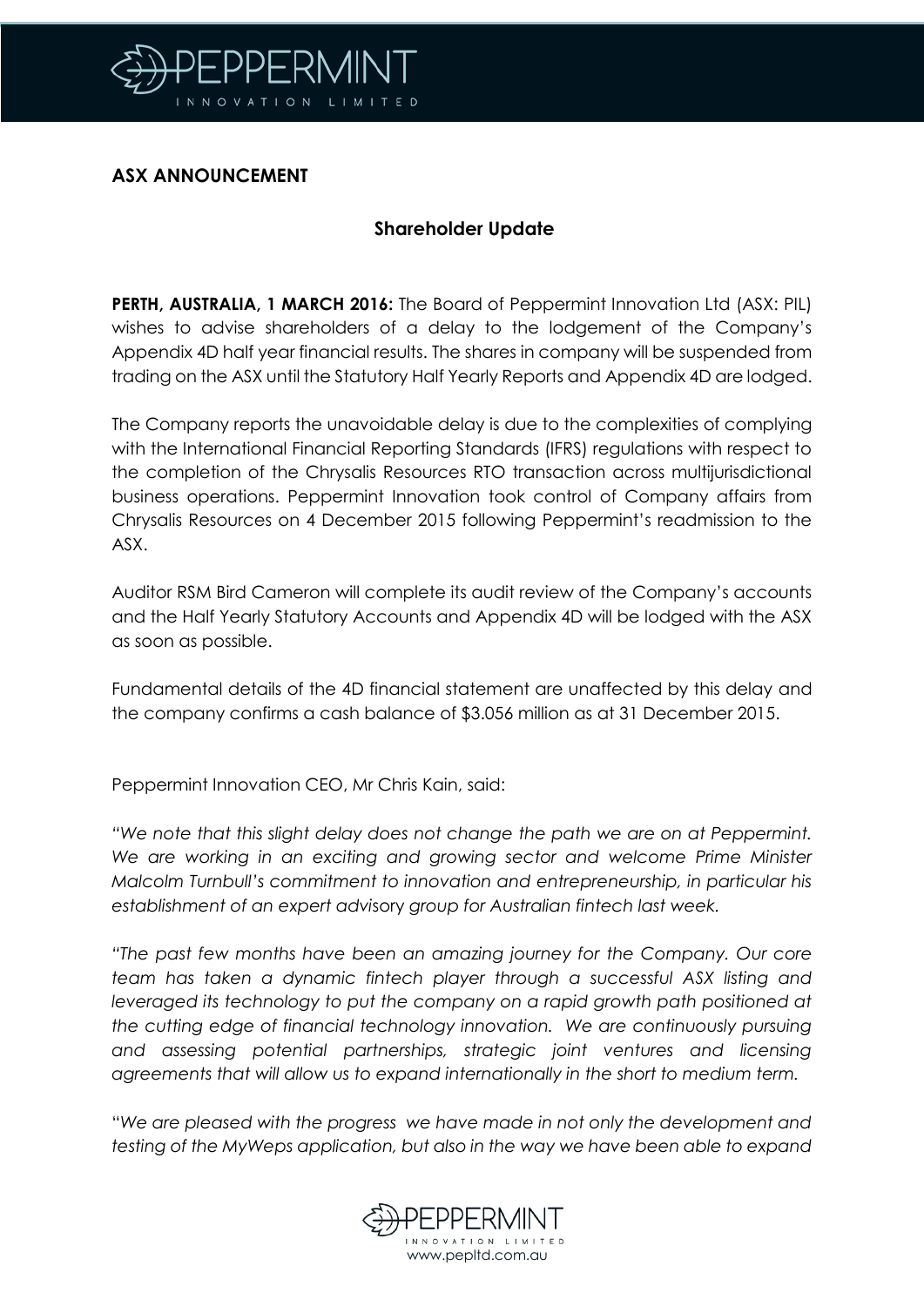## ASX ANNOUNCEMENT

### Shareholder Update

**PERTH, AUSTRALIA, 1 MARCH 2016:** The Board of Peppermint Innovation Ltd (ASX: PIL) wishes to advise shareholders of a delay to the lodgement of the Company's Appendix 4D half year financial results. The shares in company will be suspended from trading on the ASX until the Statutory Half Yearly Reports and Appendix 4D are lodged.

The Company reports the unavoidable delay is due to the complexities of complying with the International Financial Reporting Standards (IFRS) regulations with respect to the completion of the Chrysalis Resources RTO transaction across multijurisdictional business operations. Peppermint Innovation took control of Company affairs from Chrysalis Resources on 4 December 2015 following Peppermint's readmission to the ASX.

Auditor RSM Bird Cameron will complete its audit review of the Company's accounts and the Half Yearly Statutory Accounts and Appendix 4D will be lodged with the ASX as soon as possible.

Fundamental details of the 4D financial statement are unaffected by this delay and the company confirms a cash balance of $3.056 million as at 31 December 2015.

Peppermint Innovation CEO, Mr Chris Kain, said:

*"We note that this slight delay does not change the path we are on at Peppermint. We are working in an exciting and growing sector and welcome Prime Minister Malcolm Turnbull's commitment to innovation and entrepreneurship, in particular his establishment of an expert advisory group for Australian fintech last week.*

*"The past few months have been an amazing journey for the Company. Our core team has taken a dynamic fintech player through a successful ASX listing and leveraged its technology to put the company on a rapid growth path positioned at the cutting edge of financial technology innovation. We are continuously pursuing and assessing potential partnerships, strategic joint ventures and licensing agreements that will allow us to expand internationally in the short to medium term.*

*"We are pleased with the progress we have made in not only the development and testing of the MyWeps application, but also in the way we have been able to expand*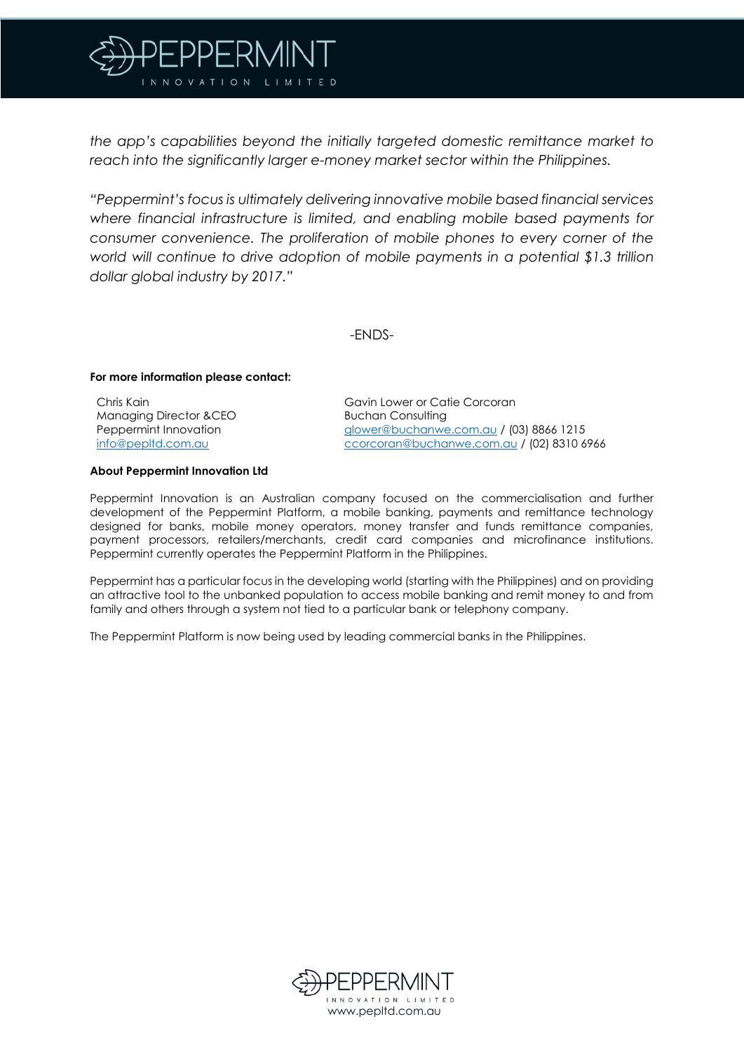*the app's capabilities beyond the initially targeted domestic remittance market to reach into the significantly larger e-money market sector within the Philippines.*

*"Peppermint's focus is ultimately delivering innovative mobile based financial services where financial infrastructure is limited, and enabling mobile based payments for consumer convenience. The proliferation of mobile phones to every corner of the world will continue to drive adoption of mobile payments in a potential $1.3 trillion dollar global industry by 2017."*

-ENDS-

**For more information please contact:**

Chris Kain
Managing Director &CEO
Peppermint Innovation
info@pepltd.com.au

Gavin Lower or Catie Corcoran
Buchan Consulting
glower@buchanwe.com.au / (03) 8866 1215
ccorcoran@buchanwe.com.au / (02) 8310 6966

**About Peppermint Innovation Ltd**

Peppermint Innovation is an Australian company focused on the commercialisation and further development of the Peppermint Platform, a mobile banking, payments and remittance technology designed for banks, mobile money operators, money transfer and funds remittance companies, payment processors, retailers/merchants, credit card companies and microfinance institutions. Peppermint currently operates the Peppermint Platform in the Philippines.

Peppermint has a particular focus in the developing world (starting with the Philippines) and on providing an attractive tool to the unbanked population to access mobile banking and remit money to and from family and others through a system not tied to a particular bank or telephony company.

The Peppermint Platform is now being used by leading commercial banks in the Philippines.